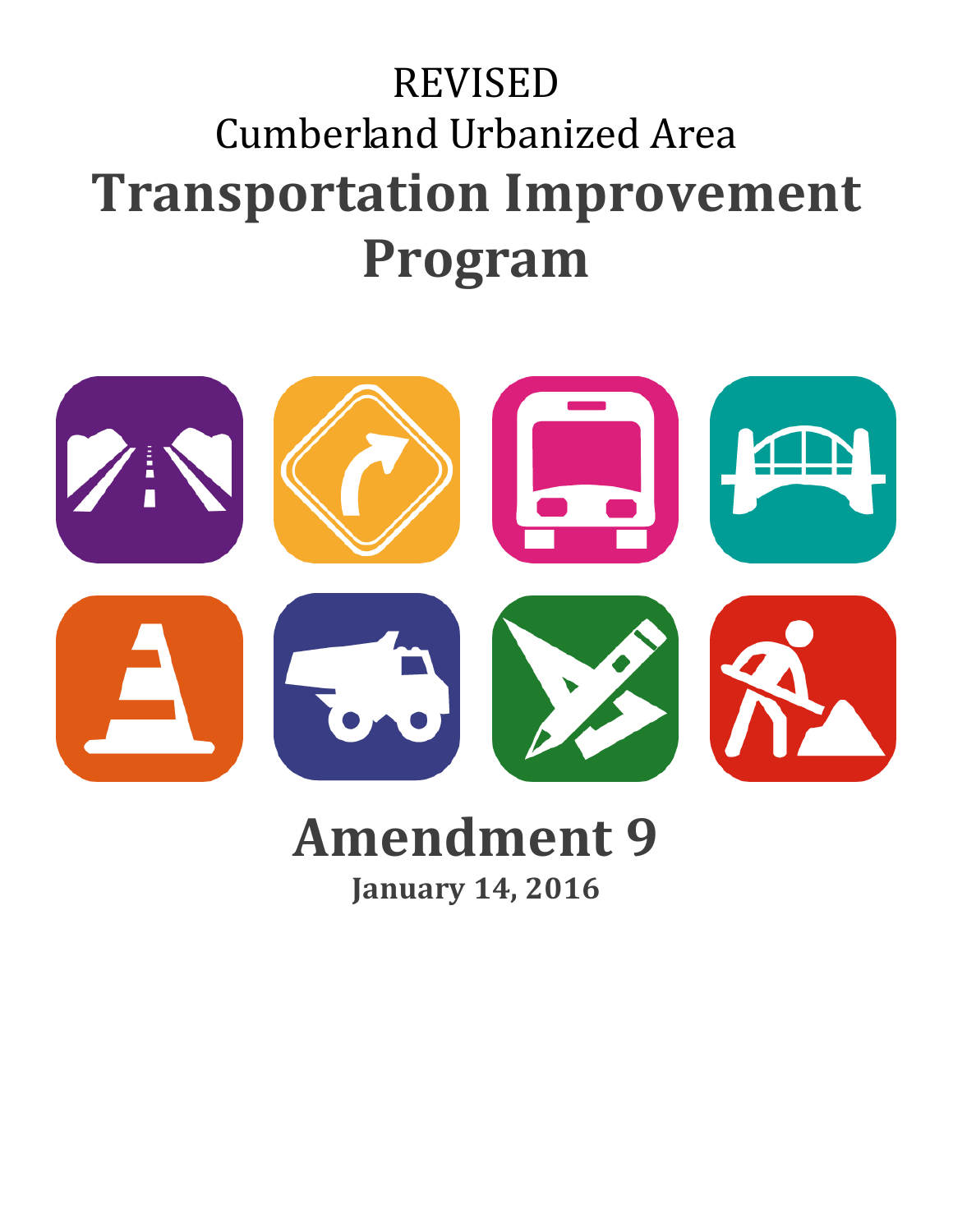REVISED

Cumberland Urbanized Area

# Transportation Improvement Program

## Amendment 9

**January 14, 2016**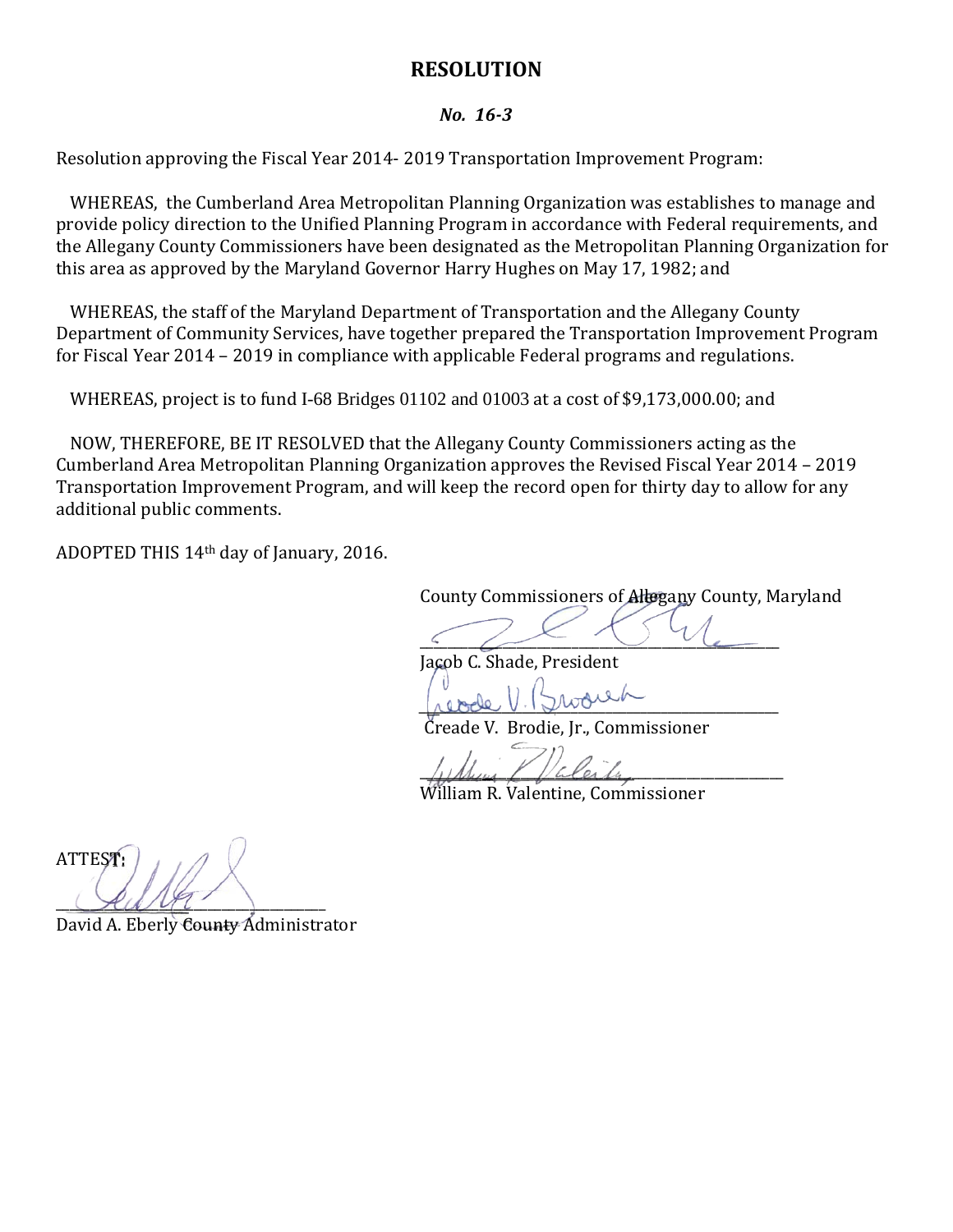# RESOLUTION

### *No. 16-3*

Resolution approving the Fiscal Year 2014- 2019 Transportation Improvement Program:

WHEREAS, the Cumberland Area Metropolitan Planning Organization was establishes to manage and provide policy direction to the Unified Planning Program in accordance with Federal requirements, and the Allegany County Commissioners have been designated as the Metropolitan Planning Organization for this area as approved by the Maryland Governor Harry Hughes on May 17, 1982; and

WHEREAS, the staff of the Maryland Department of Transportation and the Allegany County Department of Community Services, have together prepared the Transportation Improvement Program for Fiscal Year 2014 – 2019 in compliance with applicable Federal programs and regulations.

WHEREAS, project is to fund I-68 Bridges 01102 and 01003 at a cost of $9,173,000.00; and

NOW, THEREFORE, BE IT RESOLVED that the Allegany County Commissioners acting as the Cumberland Area Metropolitan Planning Organization approves the Revised Fiscal Year 2014 – 2019 Transportation Improvement Program, and will keep the record open for thirty day to allow for any additional public comments.

ADOPTED THIS 14th day of January, 2016.

County Commissioners of Allegany County, Maryland

_________________________________
Jacob C. Shade, President

_________________________________
Creade V. Brodie, Jr., Commissioner

_________________________________
William R. Valentine, Commissioner

ATTEST:

_________________________________
David A. Eberly County Administrator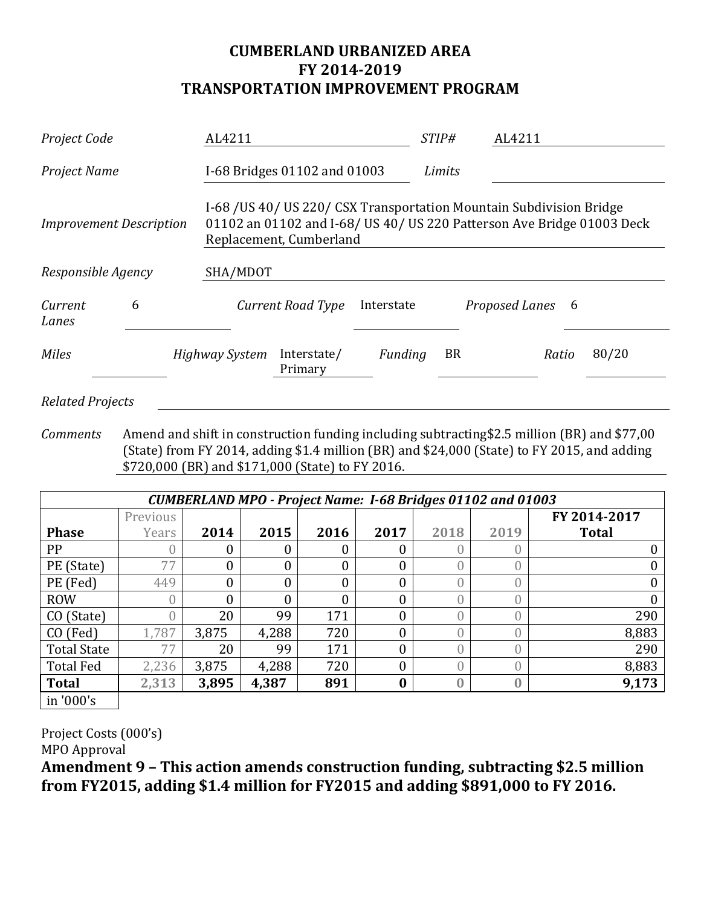# CUMBERLAND URBANIZED AREA
# FY 2014-2019
# TRANSPORTATION IMPROVEMENT PROGRAM

*Project Code* AL4211 *STIP#* AL4211

*Project Name* I-68 Bridges 01102 and 01003 *Limits*

*Improvement Description* I-68 /US 40/ US 220/ CSX Transportation Mountain Subdivision Bridge 01102 an 01102 and I-68/ US 40/ US 220 Patterson Ave Bridge 01003 Deck Replacement, Cumberland

*Responsible Agency* SHA/MDOT

*Current Lanes* 6 *Current Road Type* Interstate *Proposed Lanes* 6

*Miles* *Highway System* Interstate/ Primary *Funding* BR *Ratio* 80/20

*Related Projects*

*Comments* Amend and shift in construction funding including subtracting$2.5 million (BR) and $77,00 (State) from FY 2014, adding $1.4 million (BR) and $24,000 (State) to FY 2015, and adding $720,000 (BR) and $171,000 (State) to FY 2016.

| *CUMBERLAND MPO - Project Name: I-68 Bridges 01102 and 01003* | | | | | | | | |
|---|---|---|---|---|---|---|---|---|
| **Phase** | Previous Years | **2014** | **2015** | **2016** | **2017** | **2018** | **2019** | **FY 2014-2017 Total** |
| PP | 0 | 0 | 0 | 0 | 0 | 0 | 0 | 0 |
| PE (State) | 77 | 0 | 0 | 0 | 0 | 0 | 0 | 0 |
| PE (Fed) | 449 | 0 | 0 | 0 | 0 | 0 | 0 | 0 |
| ROW | 0 | 0 | 0 | 0 | 0 | 0 | 0 | 0 |
| CO (State) | 0 | 20 | 99 | 171 | 0 | 0 | 0 | 290 |
| CO (Fed) | 1,787 | 3,875 | 4,288 | 720 | 0 | 0 | 0 | 8,883 |
| Total State | 77 | 20 | 99 | 171 | 0 | 0 | 0 | 290 |
| Total Fed | 2,236 | 3,875 | 4,288 | 720 | 0 | 0 | 0 | 8,883 |
| **Total** | **2,313** | **3,895** | **4,387** | **891** | **0** | **0** | **0** | **9,173** |
| in '000's | | | | | | | | |

Project Costs (000's)

MPO Approval

**Amendment 9 – This action amends construction funding, subtracting $2.5 million from FY2015, adding $1.4 million for FY2015 and adding $891,000 to FY 2016.**